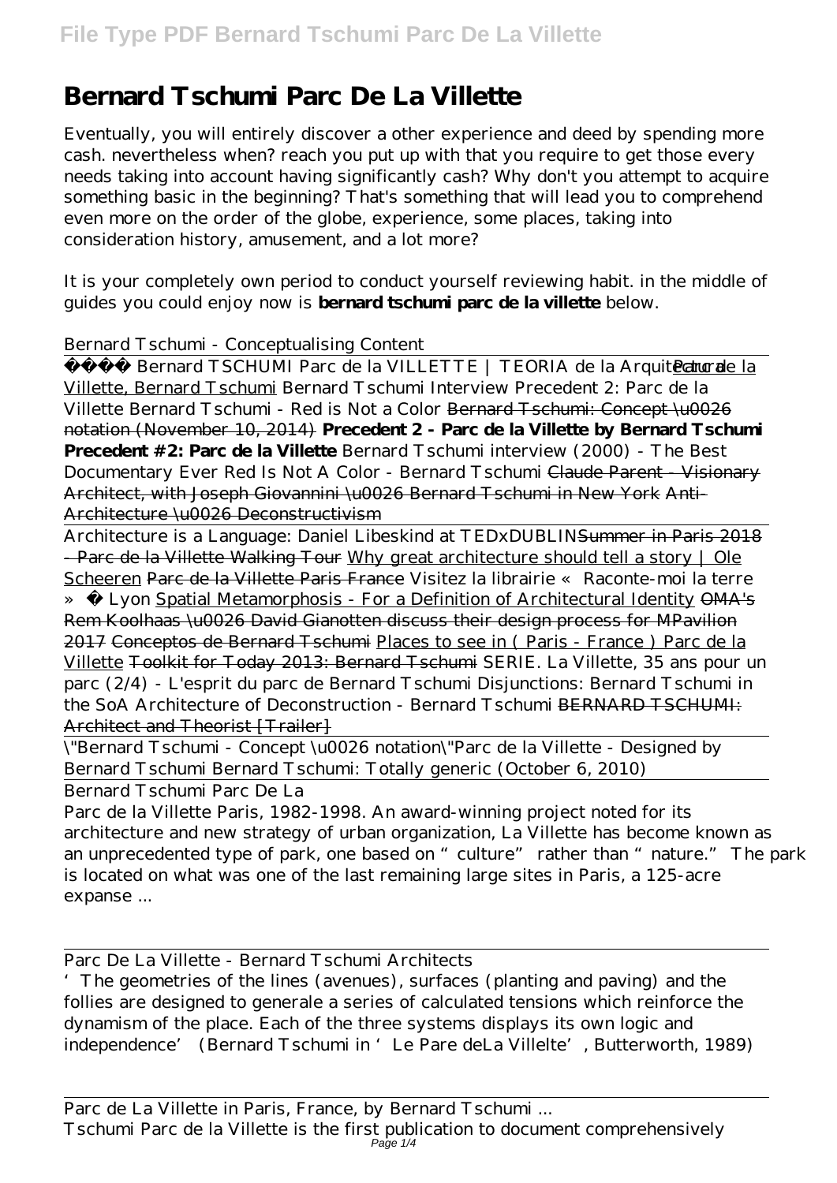# Bernard Tschumi Parc De La Villette

Eventually, you will entirely discover a other experience and deed by spending more cash. nevertheless when? reach you put up with that you require to get those every needs taking into account having significantly cash? Why don't you attempt to acquire something basic in the beginning? That's something that will lead you to comprehend even more on the order of the globe, experience, some places, taking into consideration history, amusement, and a lot more?

It is your completely own period to conduct yourself reviewing habit. in the middle of guides you could enjoy now is **bernard tschumi parc de la villette** below.

*Bernard Tschumi - Conceptualising Content*

Bernard TSCHUMI Parc de la VILLETTE | TEORIA de la Arquitectura Parc de la Villette, Bernard Tschumi *Bernard Tschumi Interview Precedent 2: Parc de la Villette Bernard Tschumi - Red is Not a Color* ~~Bernard Tschumi: Concept \u0026 notation (November 10, 2014)~~ **Precedent 2 - Parc de la Villette by Bernard Tschumi Precedent #2: Parc de la Villette** *Bernard Tschumi interview (2000) - The Best Documentary Ever Red Is Not A Color - Bernard Tschumi* ~~Claude Parent - Visionary Architect, with Joseph Giovannini \u0026 Bernard Tschumi in New York~~ ~~Anti-Architecture \u0026 Deconstructivism~~

Architecture is a Language: Daniel Libeskind at TEDxDUBLIN ~~Summer in Paris 2018 - Parc de la Villette Walking Tour~~ Why great architecture should tell a story | Ole Scheeren ~~Parc de la Villette Paris France~~ *Visitez la librairie « Raconte-moi la terre » à Lyon* Spatial Metamorphosis - For a Definition of Architectural Identity ~~OMA's Rem Koolhaas \u0026 David Gianotten discuss their design process for MPavilion 2017~~ ~~Conceptos de Bernard Tschumi~~ Places to see in ( Paris - France ) Parc de la Villette ~~Toolkit for Today 2013: Bernard Tschumi~~ *SERIE. La Villette, 35 ans pour un parc (2/4) - L'esprit du parc de Bernard Tschumi Disjunctions: Bernard Tschumi in the SoA Architecture of Deconstruction - Bernard Tschumi* ~~BERNARD TSCHUMI: Architect and Theorist [Trailer]~~

*\"Bernard Tschumi - Concept \u0026 notation\"Parc de la Villette - Designed by Bernard Tschumi Bernard Tschumi: Totally generic (October 6, 2010)*

Bernard Tschumi Parc De La

Parc de la Villette Paris, 1982-1998. An award-winning project noted for its architecture and new strategy of urban organization, La Villette has become known as an unprecedented type of park, one based on "culture" rather than "nature." The park is located on what was one of the last remaining large sites in Paris, a 125-acre expanse ...

Parc De La Villette - Bernard Tschumi Architects

'The geometries of the lines (avenues), surfaces (planting and paving) and the follies are designed to generale a series of calculated tensions which reinforce the dynamism of the place. Each of the three systems displays its own logic and independence' (Bernard Tschumi in 'Le Pare deLa Villelte', Butterworth, 1989)

Parc de La Villette in Paris, France, by Bernard Tschumi ...

Tschumi Parc de la Villette is the first publication to document comprehensively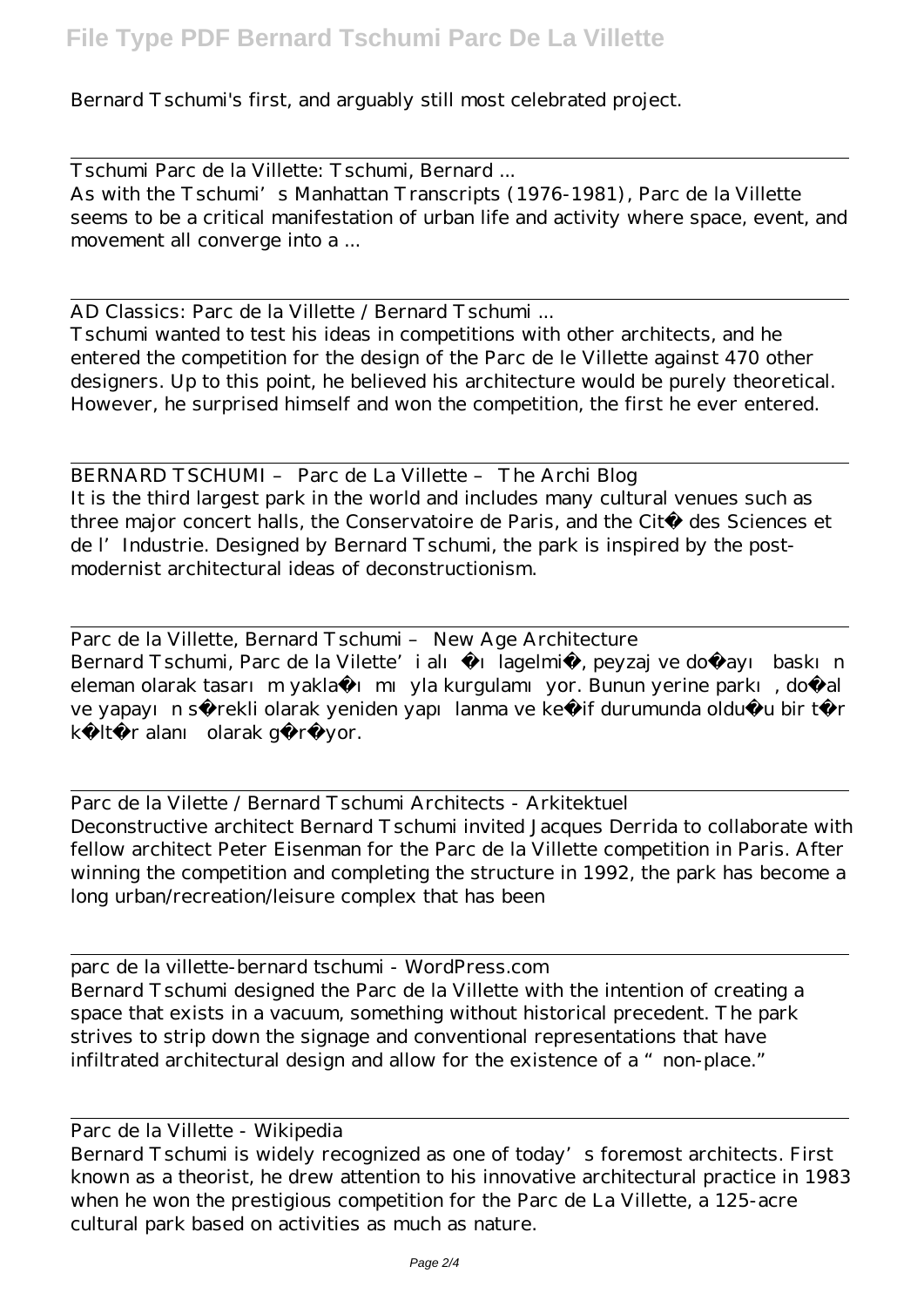Bernard Tschumi's first, and arguably still most celebrated project.

Tschumi Parc de la Villette: Tschumi, Bernard ...
As with the Tschumi's Manhattan Transcripts (1976-1981), Parc de la Villette seems to be a critical manifestation of urban life and activity where space, event, and movement all converge into a ...

AD Classics: Parc de la Villette / Bernard Tschumi ...
Tschumi wanted to test his ideas in competitions with other architects, and he entered the competition for the design of the Parc de le Villette against 470 other designers. Up to this point, he believed his architecture would be purely theoretical. However, he surprised himself and won the competition, the first he ever entered.

BERNARD TSCHUMI – Parc de La Villette – The Archi Blog
It is the third largest park in the world and includes many cultural venues such as three major concert halls, the Conservatoire de Paris, and the Cité des Sciences et de l'Industrie. Designed by Bernard Tschumi, the park is inspired by the post-modernist architectural ideas of deconstructionism.

Parc de la Villette, Bernard Tschumi – New Age Architecture
Bernard Tschumi, Parc de la Vilette'i alı ı lagelmi , peyzaj ve do ayı baskın eleman olarak tasarı m yakla ı mı yla kurgulamı yor. Bunun yerine parkı , do al ve yapayı n s rekli olarak yeniden yapı lanma ve ke if durumunda oldu u bir t r k lt r alanı olarak g r yor.

Parc de la Vilette / Bernard Tschumi Architects - Arkitektuel
Deconstructive architect Bernard Tschumi invited Jacques Derrida to collaborate with fellow architect Peter Eisenman for the Parc de la Villette competition in Paris. After winning the competition and completing the structure in 1992, the park has become a long urban/recreation/leisure complex that has been

parc de la villette-bernard tschumi - WordPress.com
Bernard Tschumi designed the Parc de la Villette with the intention of creating a space that exists in a vacuum, something without historical precedent. The park strives to strip down the signage and conventional representations that have infiltrated architectural design and allow for the existence of a "non-place."

Parc de la Villette - Wikipedia
Bernard Tschumi is widely recognized as one of today's foremost architects. First known as a theorist, he drew attention to his innovative architectural practice in 1983 when he won the prestigious competition for the Parc de La Villette, a 125-acre cultural park based on activities as much as nature.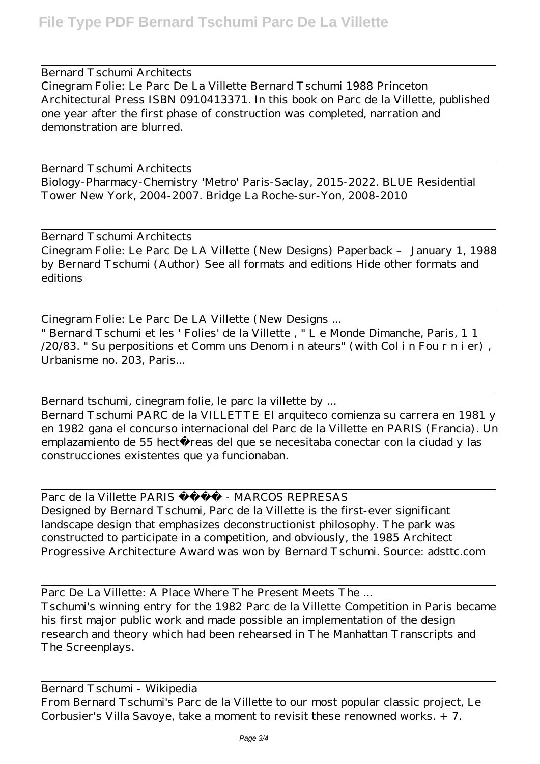Bernard Tschumi Architects

Cinegram Folie: Le Parc De La Villette Bernard Tschumi 1988 Princeton Architectural Press ISBN 0910413371. In this book on Parc de la Villette, published one year after the first phase of construction was completed, narration and demonstration are blurred.

Bernard Tschumi Architects

Biology-Pharmacy-Chemistry 'Metro' Paris-Saclay, 2015-2022. BLUE Residential Tower New York, 2004-2007. Bridge La Roche-sur-Yon, 2008-2010

Bernard Tschumi Architects

Cinegram Folie: Le Parc De LA Villette (New Designs) Paperback – January 1, 1988 by Bernard Tschumi (Author) See all formats and editions Hide other formats and editions

Cinegram Folie: Le Parc De LA Villette (New Designs ...

" Bernard Tschumi et les ' Folies' de la Villette , " L e Monde Dimanche, Paris, 1 1 /20/83. " Su perpositions et Comm uns Denom i n ateurs" (with Col i n Fou r n i er) , Urbanisme no. 203, Paris...

Bernard tschumi, cinegram folie, le parc la villette by ...

Bernard Tschumi PARC de la VILLETTE El arquiteco comienza su carrera en 1981 y en 1982 gana el concurso internacional del Parc de la Villette en PARIS (Francia). Un emplazamiento de 55 hectáreas del que se necesitaba conectar con la ciudad y las construcciones existentes que ya funcionaban.

Parc de la Villette PARIS - MARCOS REPRESAS

Designed by Bernard Tschumi, Parc de la Villette is the first-ever significant landscape design that emphasizes deconstructionist philosophy. The park was constructed to participate in a competition, and obviously, the 1985 Architect Progressive Architecture Award was won by Bernard Tschumi. Source: adsttc.com

Parc De La Villette: A Place Where The Present Meets The ...

Tschumi's winning entry for the 1982 Parc de la Villette Competition in Paris became his first major public work and made possible an implementation of the design research and theory which had been rehearsed in The Manhattan Transcripts and The Screenplays.

Bernard Tschumi - Wikipedia

From Bernard Tschumi's Parc de la Villette to our most popular classic project, Le Corbusier's Villa Savoye, take a moment to revisit these renowned works. + 7.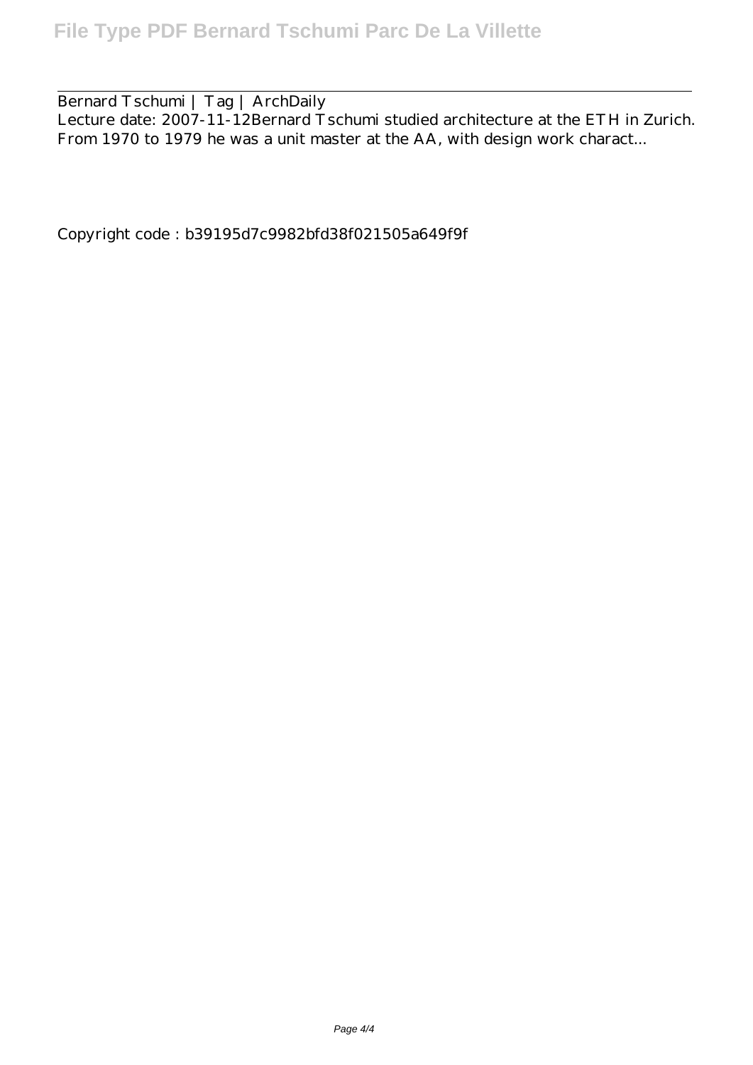Bernard Tschumi | Tag | ArchDaily

Lecture date: 2007-11-12Bernard Tschumi studied architecture at the ETH in Zurich. From 1970 to 1979 he was a unit master at the AA, with design work charact...

Copyright code : b39195d7c9982bfd38f021505a649f9f